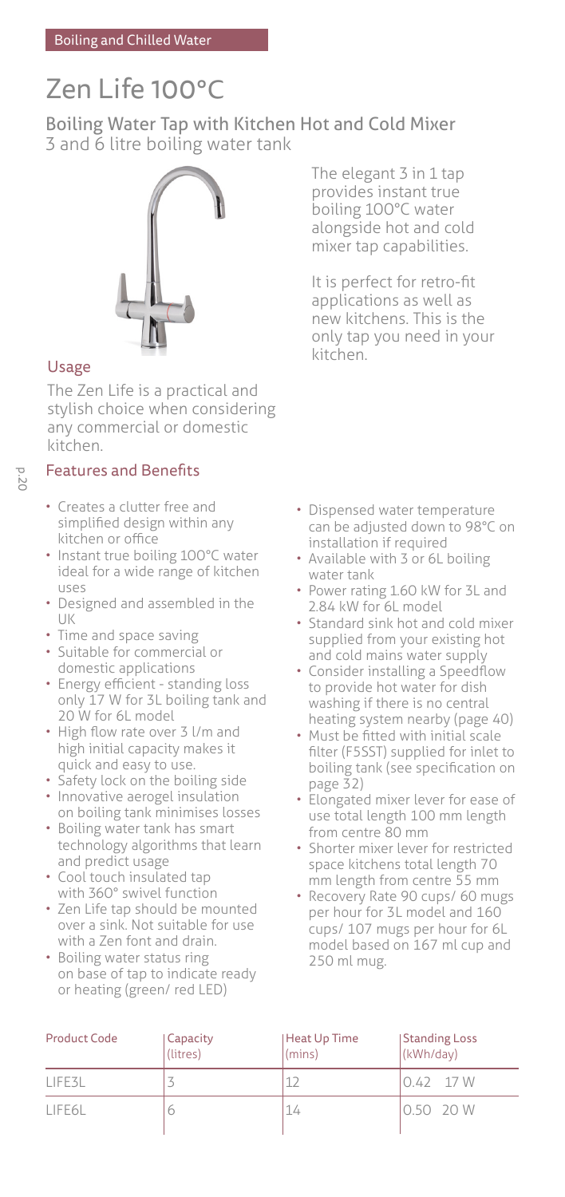Boiling and Chilled Water

# Zen Life 100°C

## Boiling Water Tap with Kitchen Hot and Cold Mixer

3 and 6 litre boiling water tank

The elegant 3 in 1 tap provides instant true boiling 100°C water alongside hot and cold mixer tap capabilities.

It is perfect for retro-fit applications as well as new kitchens. This is the only tap you need in your kitchen.

### Usage

The Zen Life is a practical and stylish choice when considering any commercial or domestic kitchen.

### Features and Benefits

- Creates a clutter free and simplified design within any kitchen or office
- Instant true boiling 100°C water ideal for a wide range of kitchen uses
- Designed and assembled in the UK
- Time and space saving
- Suitable for commercial or domestic applications
- Energy efficient - standing loss only 17 W for 3L boiling tank and 20 W for 6L model
- High flow rate over 3 l/m and high initial capacity makes it quick and easy to use.
- Safety lock on the boiling side
- Innovative aerogel insulation on boiling tank minimises losses
- Boiling water tank has smart technology algorithms that learn and predict usage
- Cool touch insulated tap with 360° swivel function
- Zen Life tap should be mounted over a sink. Not suitable for use with a Zen font and drain.
- Boiling water status ring on base of tap to indicate ready or heating (green/ red LED)
- Dispensed water temperature can be adjusted down to 98°C on installation if required
- Available with 3 or 6L boiling water tank
- Power rating 1.60 kW for 3L and 2.84 kW for 6L model
- Standard sink hot and cold mixer supplied from your existing hot and cold mains water supply
- Consider installing a Speedflow to provide hot water for dish washing if there is no central heating system nearby (page 40)
- Must be fitted with initial scale filter (F5SST) supplied for inlet to boiling tank (see specification on page 32)
- Elongated mixer lever for ease of use total length 100 mm length from centre 80 mm
- Shorter mixer lever for restricted space kitchens total length 70 mm length from centre 55 mm
- Recovery Rate 90 cups/ 60 mugs per hour for 3L model and 160 cups/ 107 mugs per hour for 6L model based on 167 ml cup and 250 ml mug.

| Product Code | Capacity (litres) | Heat Up Time (mins) | Standing Loss (kWh/day) |
|---|---|---|---|
| LIFE3L | 3 | 12 | 0.42 17 W |
| LIFE6L | 6 | 14 | 0.50 20 W |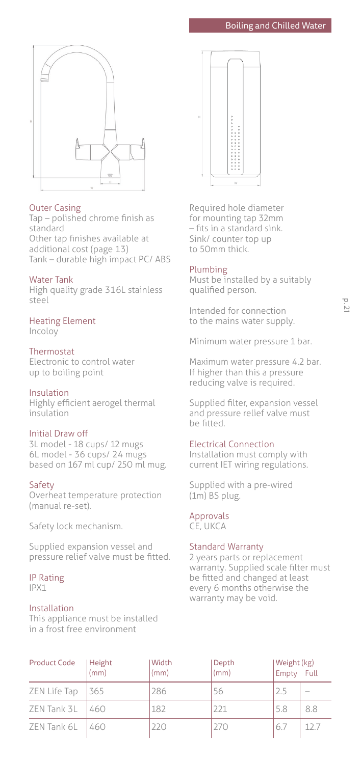Outer Casing
Tap – polished chrome finish as standard
Other tap finishes available at additional cost (page 13)
Tank – durable high impact PC/ ABS

Water Tank
High quality grade 316L stainless steel

Heating Element
Incoloy

Thermostat
Electronic to control water up to boiling point

Insulation
Highly efficient aerogel thermal insulation

Initial Draw off
3L model - 18 cups/ 12 mugs
6L model - 36 cups/ 24 mugs
based on 167 ml cup/ 250 ml mug.

Safety
Overheat temperature protection (manual re-set).

Safety lock mechanism.

Supplied expansion vessel and pressure relief valve must be fitted.

IP Rating
IPX1

Installation
This appliance must be installed in a frost free environment

Required hole diameter for mounting tap 32mm – fits in a standard sink. Sink/ counter top up to 50mm thick.

Plumbing
Must be installed by a suitably qualified person.

Intended for connection to the mains water supply.

Minimum water pressure 1 bar.

Maximum water pressure 4.2 bar. If higher than this a pressure reducing valve is required.

Supplied filter, expansion vessel and pressure relief valve must be fitted.

Electrical Connection
Installation must comply with current IET wiring regulations.

Supplied with a pre-wired (1m) BS plug.

Approvals
CE, UKCA

Standard Warranty
2 years parts or replacement warranty. Supplied scale filter must be fitted and changed at least every 6 months otherwise the warranty may be void.

| Product Code | Height (mm) | Width (mm) | Depth (mm) | Weight (kg) Empty | Full |
|---|---|---|---|---|---|
| ZEN Life Tap | 365 | 286 | 56 | 2.5 | – |
| ZEN Tank 3L | 460 | 182 | 221 | 5.8 | 8.8 |
| ZEN Tank 6L | 460 | 220 | 270 | 6.7 | 12.7 |